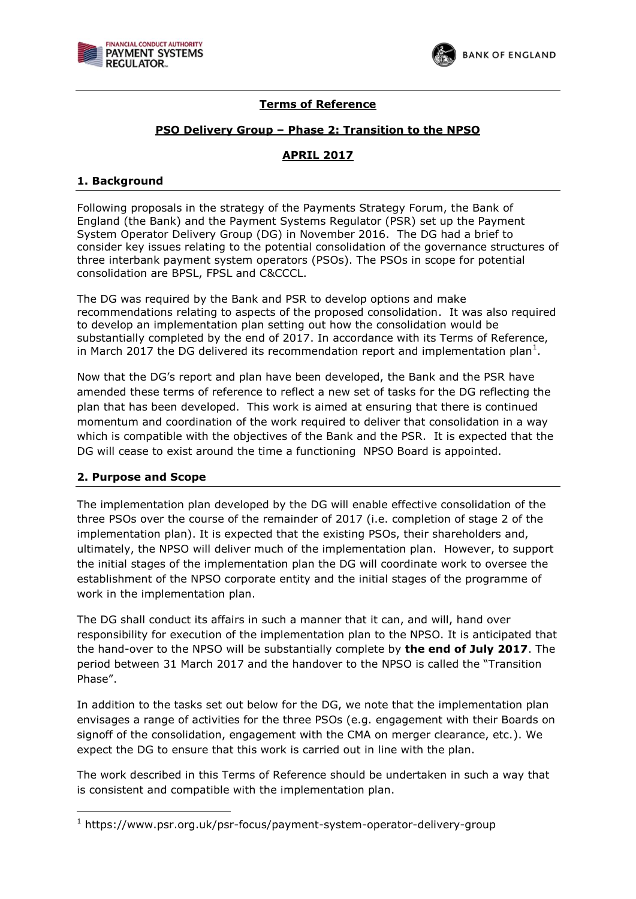**Terms of Reference**

**PSO Delivery Group – Phase 2: Transition to the NPSO**

**APRIL 2017**

## 1. Background

Following proposals in the strategy of the Payments Strategy Forum, the Bank of England (the Bank) and the Payment Systems Regulator (PSR) set up the Payment System Operator Delivery Group (DG) in November 2016. The DG had a brief to consider key issues relating to the potential consolidation of the governance structures of three interbank payment system operators (PSOs). The PSOs in scope for potential consolidation are BPSL, FPSL and C&CCCL.

The DG was required by the Bank and PSR to develop options and make recommendations relating to aspects of the proposed consolidation. It was also required to develop an implementation plan setting out how the consolidation would be substantially completed by the end of 2017. In accordance with its Terms of Reference, in March 2017 the DG delivered its recommendation report and implementation plan[1].

Now that the DG's report and plan have been developed, the Bank and the PSR have amended these terms of reference to reflect a new set of tasks for the DG reflecting the plan that has been developed. This work is aimed at ensuring that there is continued momentum and coordination of the work required to deliver that consolidation in a way which is compatible with the objectives of the Bank and the PSR. It is expected that the DG will cease to exist around the time a functioning NPSO Board is appointed.

## 2. Purpose and Scope

The implementation plan developed by the DG will enable effective consolidation of the three PSOs over the course of the remainder of 2017 (i.e. completion of stage 2 of the implementation plan). It is expected that the existing PSOs, their shareholders and, ultimately, the NPSO will deliver much of the implementation plan. However, to support the initial stages of the implementation plan the DG will coordinate work to oversee the establishment of the NPSO corporate entity and the initial stages of the programme of work in the implementation plan.

The DG shall conduct its affairs in such a manner that it can, and will, hand over responsibility for execution of the implementation plan to the NPSO. It is anticipated that the hand-over to the NPSO will be substantially complete by **the end of July 2017**. The period between 31 March 2017 and the handover to the NPSO is called the "Transition Phase".

In addition to the tasks set out below for the DG, we note that the implementation plan envisages a range of activities for the three PSOs (e.g. engagement with their Boards on signoff of the consolidation, engagement with the CMA on merger clearance, etc.). We expect the DG to ensure that this work is carried out in line with the plan.

The work described in this Terms of Reference should be undertaken in such a way that is consistent and compatible with the implementation plan.

[1] https://www.psr.org.uk/psr-focus/payment-system-operator-delivery-group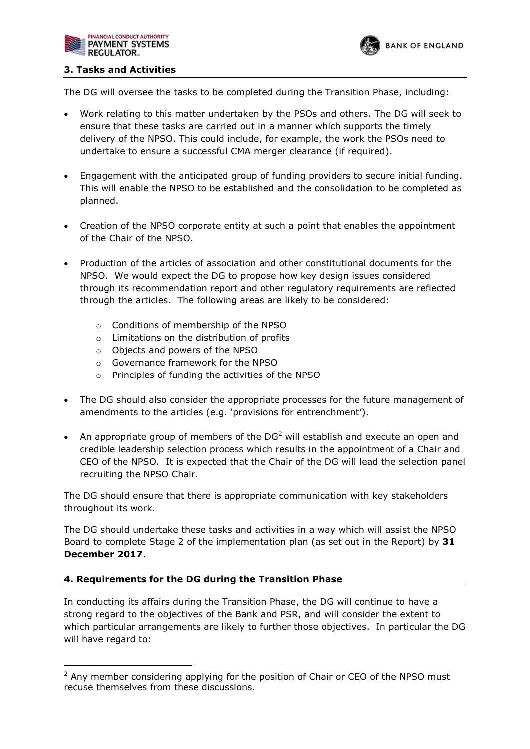### 3. Tasks and Activities

The DG will oversee the tasks to be completed during the Transition Phase, including:

- Work relating to this matter undertaken by the PSOs and others. The DG will seek to ensure that these tasks are carried out in a manner which supports the timely delivery of the NPSO. This could include, for example, the work the PSOs need to undertake to ensure a successful CMA merger clearance (if required).

- Engagement with the anticipated group of funding providers to secure initial funding. This will enable the NPSO to be established and the consolidation to be completed as planned.

- Creation of the NPSO corporate entity at such a point that enables the appointment of the Chair of the NPSO.

- Production of the articles of association and other constitutional documents for the NPSO. We would expect the DG to propose how key design issues considered through its recommendation report and other regulatory requirements are reflected through the articles. The following areas are likely to be considered:

  - Conditions of membership of the NPSO
  - Limitations on the distribution of profits
  - Objects and powers of the NPSO
  - Governance framework for the NPSO
  - Principles of funding the activities of the NPSO

- The DG should also consider the appropriate processes for the future management of amendments to the articles (e.g. 'provisions for entrenchment').

- An appropriate group of members of the DG[2] will establish and execute an open and credible leadership selection process which results in the appointment of a Chair and CEO of the NPSO. It is expected that the Chair of the DG will lead the selection panel recruiting the NPSO Chair.

The DG should ensure that there is appropriate communication with key stakeholders throughout its work.

The DG should undertake these tasks and activities in a way which will assist the NPSO Board to complete Stage 2 of the implementation plan (as set out in the Report) by **31 December 2017**.

### 4. Requirements for the DG during the Transition Phase

In conducting its affairs during the Transition Phase, the DG will continue to have a strong regard to the objectives of the Bank and PSR, and will consider the extent to which particular arrangements are likely to further those objectives. In particular the DG will have regard to:

---

[2] Any member considering applying for the position of Chair or CEO of the NPSO must recuse themselves from these discussions.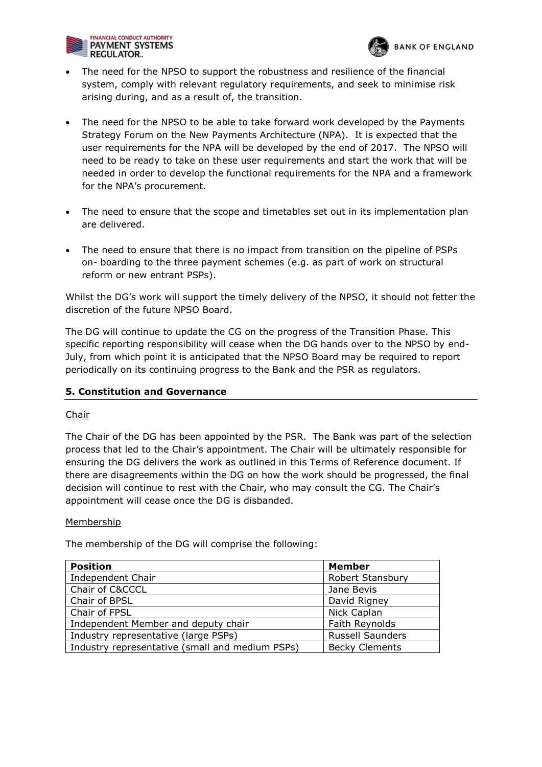- The need for the NPSO to support the robustness and resilience of the financial system, comply with relevant regulatory requirements, and seek to minimise risk arising during, and as a result of, the transition.

- The need for the NPSO to be able to take forward work developed by the Payments Strategy Forum on the New Payments Architecture (NPA). It is expected that the user requirements for the NPA will be developed by the end of 2017. The NPSO will need to be ready to take on these user requirements and start the work that will be needed in order to develop the functional requirements for the NPA and a framework for the NPA's procurement.

- The need to ensure that the scope and timetables set out in its implementation plan are delivered.

- The need to ensure that there is no impact from transition on the pipeline of PSPs on- boarding to the three payment schemes (e.g. as part of work on structural reform or new entrant PSPs).

Whilst the DG's work will support the timely delivery of the NPSO, it should not fetter the discretion of the future NPSO Board.

The DG will continue to update the CG on the progress of the Transition Phase. This specific reporting responsibility will cease when the DG hands over to the NPSO by end-July, from which point it is anticipated that the NPSO Board may be required to report periodically on its continuing progress to the Bank and the PSR as regulators.

## 5. Constitution and Governance

Chair

The Chair of the DG has been appointed by the PSR. The Bank was part of the selection process that led to the Chair's appointment. The Chair will be ultimately responsible for ensuring the DG delivers the work as outlined in this Terms of Reference document. If there are disagreements within the DG on how the work should be progressed, the final decision will continue to rest with the Chair, who may consult the CG. The Chair's appointment will cease once the DG is disbanded.

Membership

The membership of the DG will comprise the following:

| Position | Member |
|---|---|
| Independent Chair | Robert Stansbury |
| Chair of C&CCCL | Jane Bevis |
| Chair of BPSL | David Rigney |
| Chair of FPSL | Nick Caplan |
| Independent Member and deputy chair | Faith Reynolds |
| Industry representative (large PSPs) | Russell Saunders |
| Industry representative (small and medium PSPs) | Becky Clements |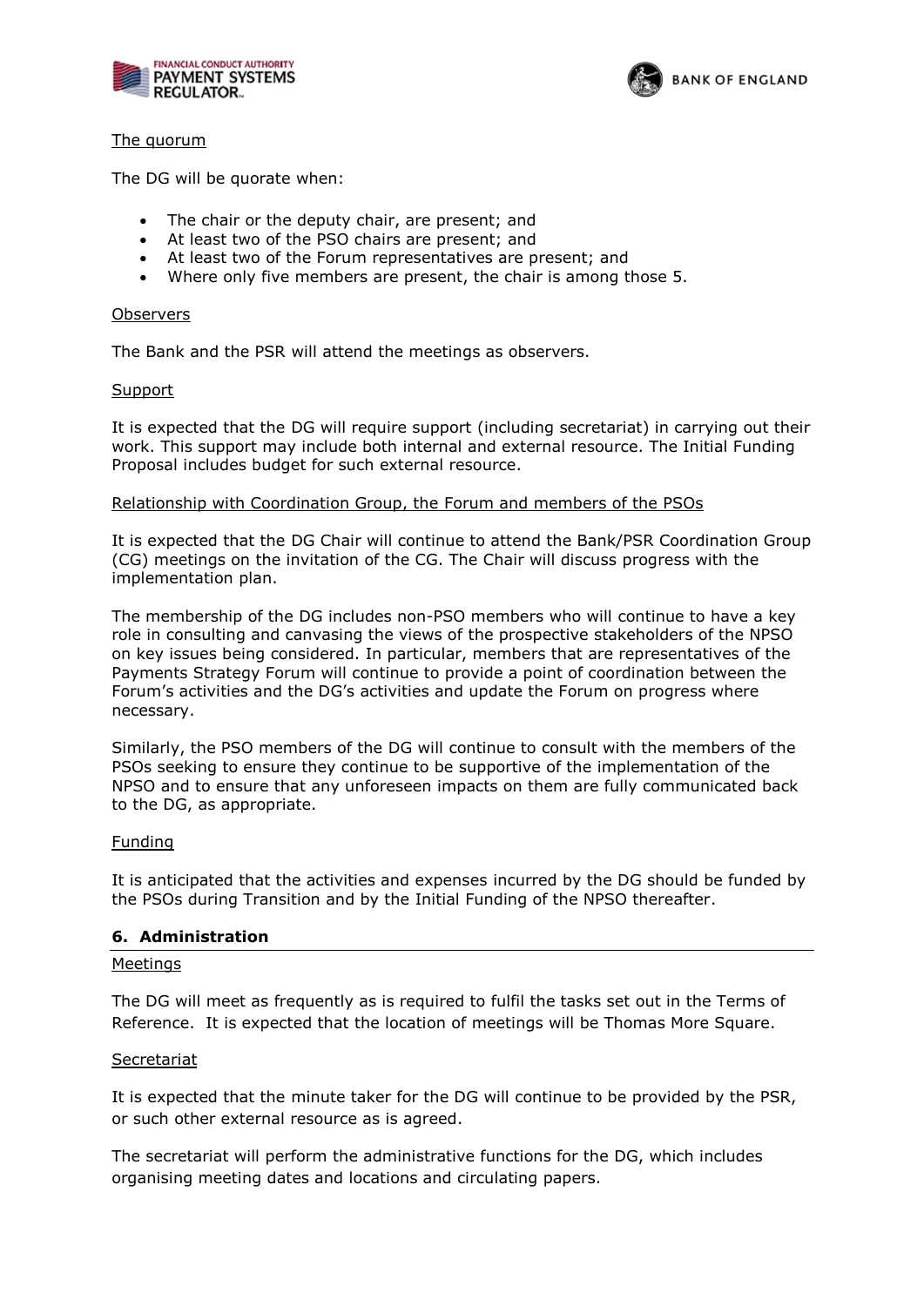The quorum

The DG will be quorate when:

- The chair or the deputy chair, are present; and
- At least two of the PSO chairs are present; and
- At least two of the Forum representatives are present; and
- Where only five members are present, the chair is among those 5.

Observers

The Bank and the PSR will attend the meetings as observers.

Support

It is expected that the DG will require support (including secretariat) in carrying out their work. This support may include both internal and external resource. The Initial Funding Proposal includes budget for such external resource.

Relationship with Coordination Group, the Forum and members of the PSOs

It is expected that the DG Chair will continue to attend the Bank/PSR Coordination Group (CG) meetings on the invitation of the CG. The Chair will discuss progress with the implementation plan.

The membership of the DG includes non-PSO members who will continue to have a key role in consulting and canvasing the views of the prospective stakeholders of the NPSO on key issues being considered. In particular, members that are representatives of the Payments Strategy Forum will continue to provide a point of coordination between the Forum's activities and the DG's activities and update the Forum on progress where necessary.

Similarly, the PSO members of the DG will continue to consult with the members of the PSOs seeking to ensure they continue to be supportive of the implementation of the NPSO and to ensure that any unforeseen impacts on them are fully communicated back to the DG, as appropriate.

Funding

It is anticipated that the activities and expenses incurred by the DG should be funded by the PSOs during Transition and by the Initial Funding of the NPSO thereafter.

## 6. Administration

Meetings

The DG will meet as frequently as is required to fulfil the tasks set out in the Terms of Reference. It is expected that the location of meetings will be Thomas More Square.

Secretariat

It is expected that the minute taker for the DG will continue to be provided by the PSR, or such other external resource as is agreed.

The secretariat will perform the administrative functions for the DG, which includes organising meeting dates and locations and circulating papers.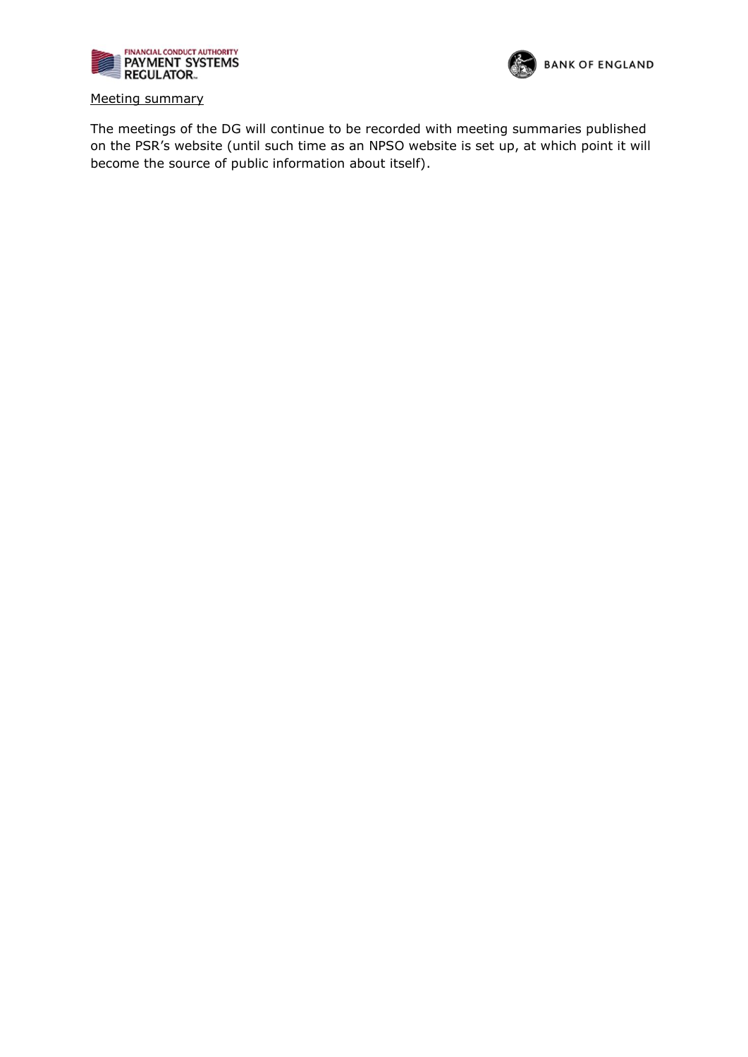Meeting summary

The meetings of the DG will continue to be recorded with meeting summaries published on the PSR's website (until such time as an NPSO website is set up, at which point it will become the source of public information about itself).